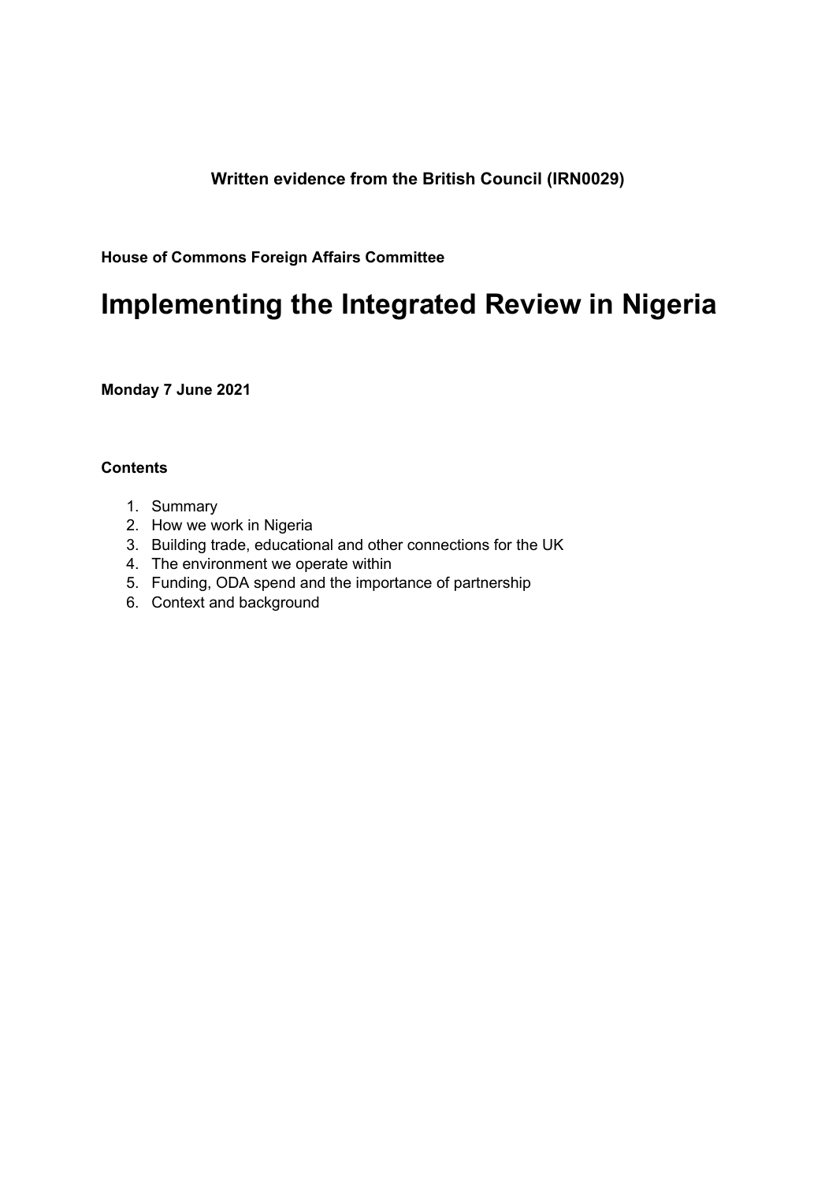**Written evidence from the British Council (IRN0029)**

**House of Commons Foreign Affairs Committee**

# Implementing the Integrated Review in Nigeria

**Monday 7 June 2021**

**Contents**

1. Summary
2. How we work in Nigeria
3. Building trade, educational and other connections for the UK
4. The environment we operate within
5. Funding, ODA spend and the importance of partnership
6. Context and background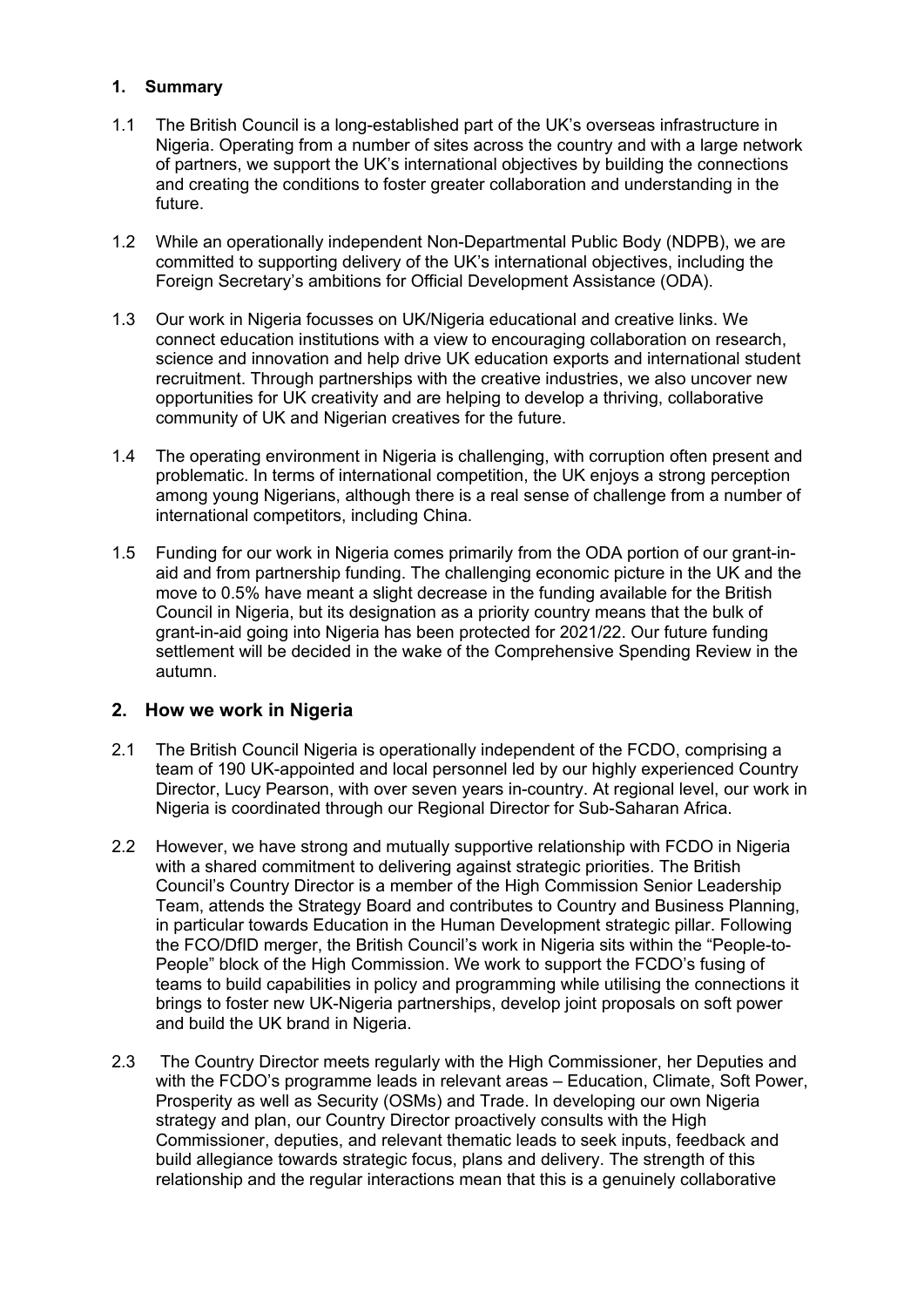## 1. Summary

1.1 The British Council is a long-established part of the UK's overseas infrastructure in Nigeria. Operating from a number of sites across the country and with a large network of partners, we support the UK's international objectives by building the connections and creating the conditions to foster greater collaboration and understanding in the future.

1.2 While an operationally independent Non-Departmental Public Body (NDPB), we are committed to supporting delivery of the UK's international objectives, including the Foreign Secretary's ambitions for Official Development Assistance (ODA).

1.3 Our work in Nigeria focusses on UK/Nigeria educational and creative links. We connect education institutions with a view to encouraging collaboration on research, science and innovation and help drive UK education exports and international student recruitment. Through partnerships with the creative industries, we also uncover new opportunities for UK creativity and are helping to develop a thriving, collaborative community of UK and Nigerian creatives for the future.

1.4 The operating environment in Nigeria is challenging, with corruption often present and problematic. In terms of international competition, the UK enjoys a strong perception among young Nigerians, although there is a real sense of challenge from a number of international competitors, including China.

1.5 Funding for our work in Nigeria comes primarily from the ODA portion of our grant-in-aid and from partnership funding. The challenging economic picture in the UK and the move to 0.5% have meant a slight decrease in the funding available for the British Council in Nigeria, but its designation as a priority country means that the bulk of grant-in-aid going into Nigeria has been protected for 2021/22. Our future funding settlement will be decided in the wake of the Comprehensive Spending Review in the autumn.

## 2. How we work in Nigeria

2.1 The British Council Nigeria is operationally independent of the FCDO, comprising a team of 190 UK-appointed and local personnel led by our highly experienced Country Director, Lucy Pearson, with over seven years in-country. At regional level, our work in Nigeria is coordinated through our Regional Director for Sub-Saharan Africa.

2.2 However, we have strong and mutually supportive relationship with FCDO in Nigeria with a shared commitment to delivering against strategic priorities. The British Council's Country Director is a member of the High Commission Senior Leadership Team, attends the Strategy Board and contributes to Country and Business Planning, in particular towards Education in the Human Development strategic pillar. Following the FCO/DfID merger, the British Council's work in Nigeria sits within the "People-to-People" block of the High Commission. We work to support the FCDO's fusing of teams to build capabilities in policy and programming while utilising the connections it brings to foster new UK-Nigeria partnerships, develop joint proposals on soft power and build the UK brand in Nigeria.

2.3 The Country Director meets regularly with the High Commissioner, her Deputies and with the FCDO's programme leads in relevant areas – Education, Climate, Soft Power, Prosperity as well as Security (OSMs) and Trade. In developing our own Nigeria strategy and plan, our Country Director proactively consults with the High Commissioner, deputies, and relevant thematic leads to seek inputs, feedback and build allegiance towards strategic focus, plans and delivery. The strength of this relationship and the regular interactions mean that this is a genuinely collaborative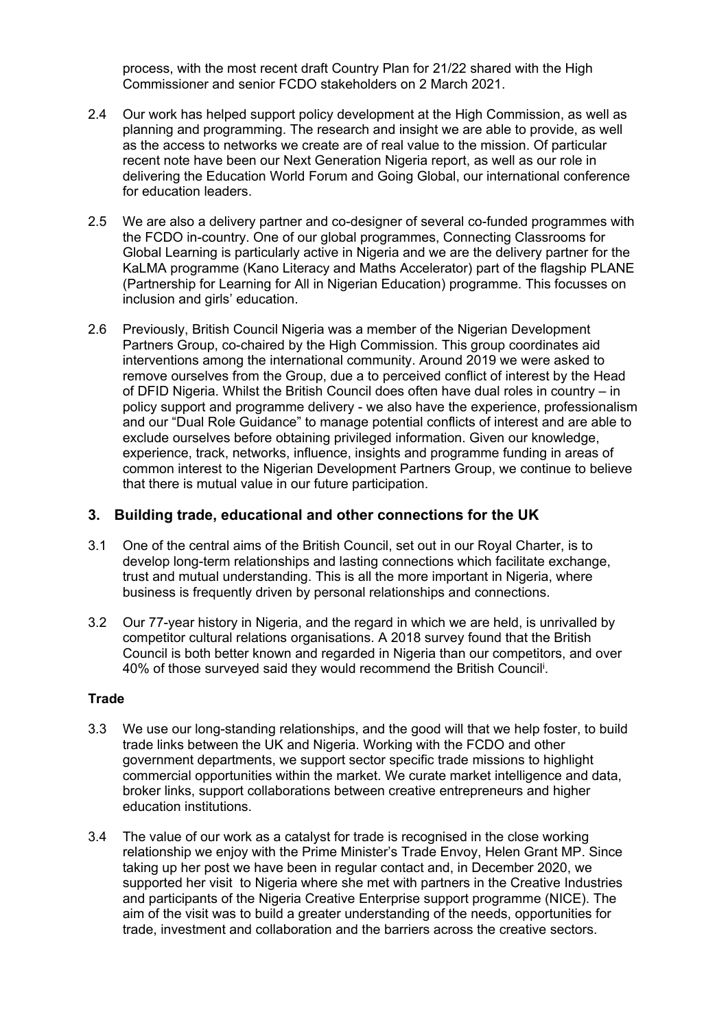process, with the most recent draft Country Plan for 21/22 shared with the High Commissioner and senior FCDO stakeholders on 2 March 2021.

2.4 Our work has helped support policy development at the High Commission, as well as planning and programming. The research and insight we are able to provide, as well as the access to networks we create are of real value to the mission. Of particular recent note have been our Next Generation Nigeria report, as well as our role in delivering the Education World Forum and Going Global, our international conference for education leaders.

2.5 We are also a delivery partner and co-designer of several co-funded programmes with the FCDO in-country. One of our global programmes, Connecting Classrooms for Global Learning is particularly active in Nigeria and we are the delivery partner for the KaLMA programme (Kano Literacy and Maths Accelerator) part of the flagship PLANE (Partnership for Learning for All in Nigerian Education) programme. This focusses on inclusion and girls' education.

2.6 Previously, British Council Nigeria was a member of the Nigerian Development Partners Group, co-chaired by the High Commission. This group coordinates aid interventions among the international community. Around 2019 we were asked to remove ourselves from the Group, due a to perceived conflict of interest by the Head of DFID Nigeria. Whilst the British Council does often have dual roles in country – in policy support and programme delivery - we also have the experience, professionalism and our "Dual Role Guidance" to manage potential conflicts of interest and are able to exclude ourselves before obtaining privileged information. Given our knowledge, experience, track, networks, influence, insights and programme funding in areas of common interest to the Nigerian Development Partners Group, we continue to believe that there is mutual value in our future participation.

## 3. Building trade, educational and other connections for the UK

3.1 One of the central aims of the British Council, set out in our Royal Charter, is to develop long-term relationships and lasting connections which facilitate exchange, trust and mutual understanding. This is all the more important in Nigeria, where business is frequently driven by personal relationships and connections.

3.2 Our 77-year history in Nigeria, and the regard in which we are held, is unrivalled by competitor cultural relations organisations. A 2018 survey found that the British Council is both better known and regarded in Nigeria than our competitors, and over 40% of those surveyed said they would recommend the British Council[i].

### Trade

3.3 We use our long-standing relationships, and the good will that we help foster, to build trade links between the UK and Nigeria. Working with the FCDO and other government departments, we support sector specific trade missions to highlight commercial opportunities within the market. We curate market intelligence and data, broker links, support collaborations between creative entrepreneurs and higher education institutions.

3.4 The value of our work as a catalyst for trade is recognised in the close working relationship we enjoy with the Prime Minister's Trade Envoy, Helen Grant MP. Since taking up her post we have been in regular contact and, in December 2020, we supported her visit to Nigeria where she met with partners in the Creative Industries and participants of the Nigeria Creative Enterprise support programme (NICE). The aim of the visit was to build a greater understanding of the needs, opportunities for trade, investment and collaboration and the barriers across the creative sectors.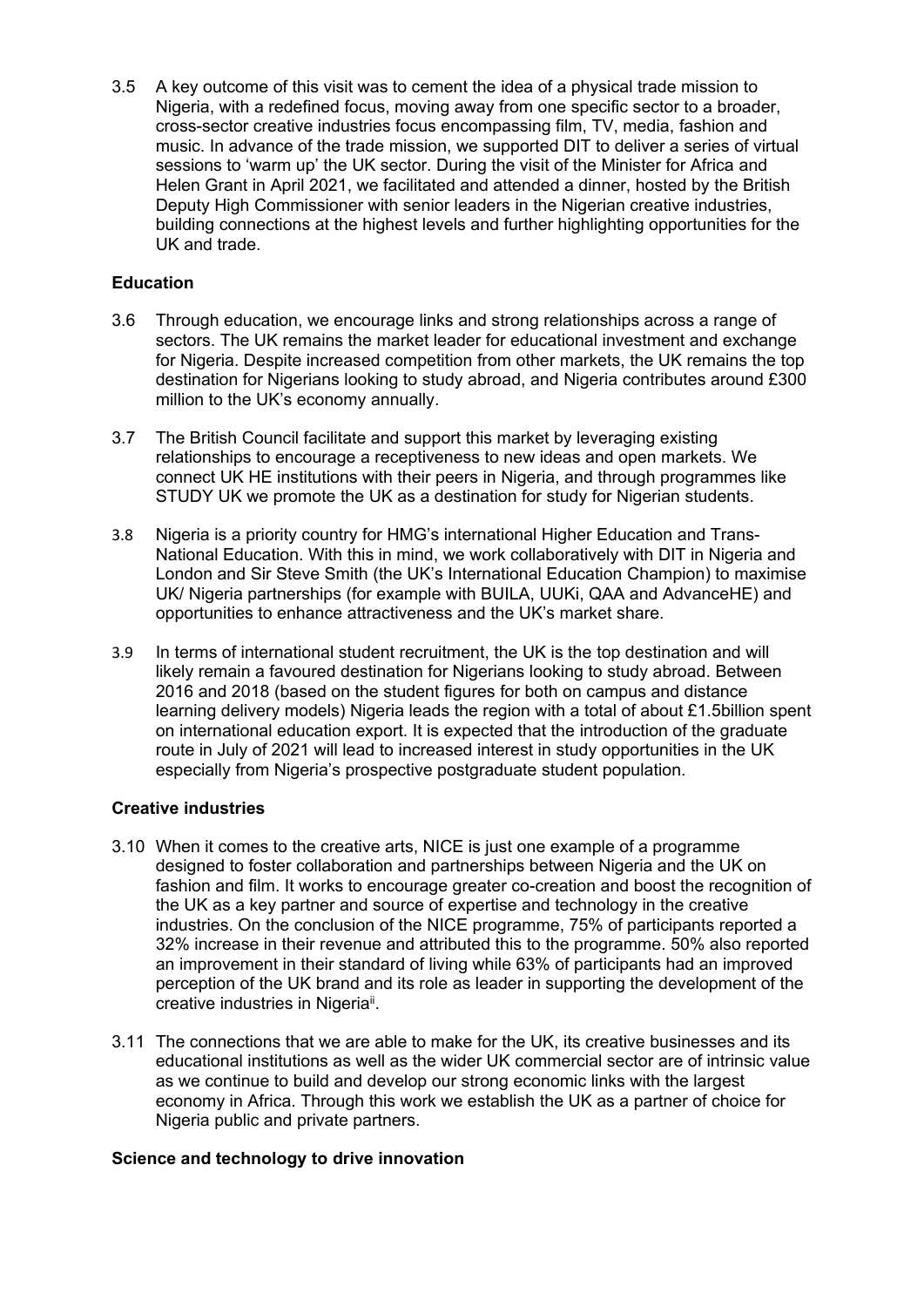3.5 A key outcome of this visit was to cement the idea of a physical trade mission to Nigeria, with a redefined focus, moving away from one specific sector to a broader, cross-sector creative industries focus encompassing film, TV, media, fashion and music. In advance of the trade mission, we supported DIT to deliver a series of virtual sessions to 'warm up' the UK sector. During the visit of the Minister for Africa and Helen Grant in April 2021, we facilitated and attended a dinner, hosted by the British Deputy High Commissioner with senior leaders in the Nigerian creative industries, building connections at the highest levels and further highlighting opportunities for the UK and trade.

**Education**

3.6 Through education, we encourage links and strong relationships across a range of sectors. The UK remains the market leader for educational investment and exchange for Nigeria. Despite increased competition from other markets, the UK remains the top destination for Nigerians looking to study abroad, and Nigeria contributes around £300 million to the UK's economy annually.

3.7 The British Council facilitate and support this market by leveraging existing relationships to encourage a receptiveness to new ideas and open markets. We connect UK HE institutions with their peers in Nigeria, and through programmes like STUDY UK we promote the UK as a destination for study for Nigerian students.

3.8 Nigeria is a priority country for HMG's international Higher Education and Trans-National Education. With this in mind, we work collaboratively with DIT in Nigeria and London and Sir Steve Smith (the UK's International Education Champion) to maximise UK/ Nigeria partnerships (for example with BUILA, UUKi, QAA and AdvanceHE) and opportunities to enhance attractiveness and the UK's market share.

3.9 In terms of international student recruitment, the UK is the top destination and will likely remain a favoured destination for Nigerians looking to study abroad. Between 2016 and 2018 (based on the student figures for both on campus and distance learning delivery models) Nigeria leads the region with a total of about £1.5billion spent on international education export. It is expected that the introduction of the graduate route in July of 2021 will lead to increased interest in study opportunities in the UK especially from Nigeria's prospective postgraduate student population.

**Creative industries**

3.10 When it comes to the creative arts, NICE is just one example of a programme designed to foster collaboration and partnerships between Nigeria and the UK on fashion and film. It works to encourage greater co-creation and boost the recognition of the UK as a key partner and source of expertise and technology in the creative industries. On the conclusion of the NICE programme, 75% of participants reported a 32% increase in their revenue and attributed this to the programme. 50% also reported an improvement in their standard of living while 63% of participants had an improved perception of the UK brand and its role as leader in supporting the development of the creative industries in Nigeria[ii].

3.11 The connections that we are able to make for the UK, its creative businesses and its educational institutions as well as the wider UK commercial sector are of intrinsic value as we continue to build and develop our strong economic links with the largest economy in Africa. Through this work we establish the UK as a partner of choice for Nigeria public and private partners.

**Science and technology to drive innovation**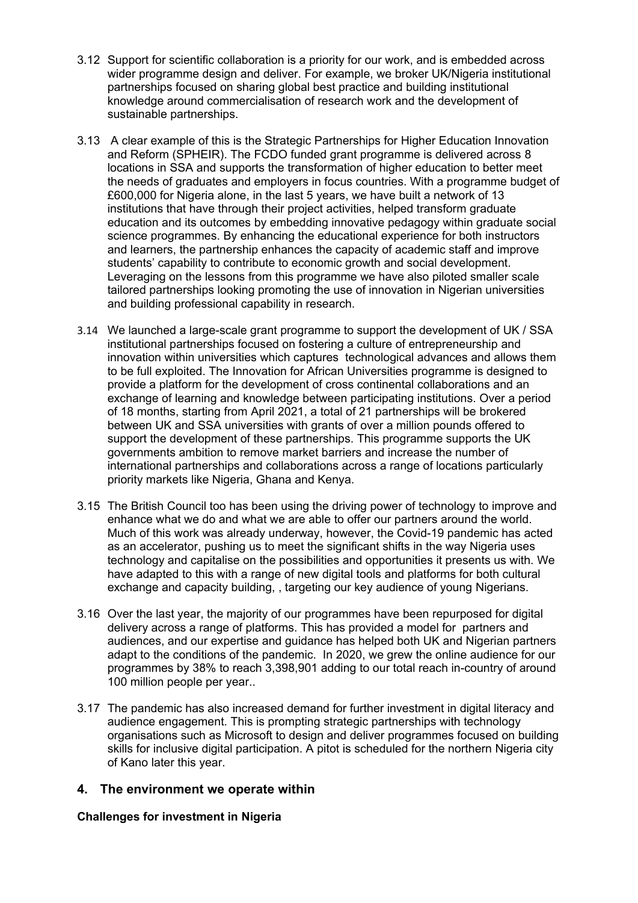3.12 Support for scientific collaboration is a priority for our work, and is embedded across wider programme design and deliver. For example, we broker UK/Nigeria institutional partnerships focused on sharing global best practice and building institutional knowledge around commercialisation of research work and the development of sustainable partnerships.

3.13 A clear example of this is the Strategic Partnerships for Higher Education Innovation and Reform (SPHEIR). The FCDO funded grant programme is delivered across 8 locations in SSA and supports the transformation of higher education to better meet the needs of graduates and employers in focus countries. With a programme budget of £600,000 for Nigeria alone, in the last 5 years, we have built a network of 13 institutions that have through their project activities, helped transform graduate education and its outcomes by embedding innovative pedagogy within graduate social science programmes. By enhancing the educational experience for both instructors and learners, the partnership enhances the capacity of academic staff and improve students' capability to contribute to economic growth and social development. Leveraging on the lessons from this programme we have also piloted smaller scale tailored partnerships looking promoting the use of innovation in Nigerian universities and building professional capability in research.

3.14 We launched a large-scale grant programme to support the development of UK / SSA institutional partnerships focused on fostering a culture of entrepreneurship and innovation within universities which captures technological advances and allows them to be full exploited. The Innovation for African Universities programme is designed to provide a platform for the development of cross continental collaborations and an exchange of learning and knowledge between participating institutions. Over a period of 18 months, starting from April 2021, a total of 21 partnerships will be brokered between UK and SSA universities with grants of over a million pounds offered to support the development of these partnerships. This programme supports the UK governments ambition to remove market barriers and increase the number of international partnerships and collaborations across a range of locations particularly priority markets like Nigeria, Ghana and Kenya.

3.15 The British Council too has been using the driving power of technology to improve and enhance what we do and what we are able to offer our partners around the world. Much of this work was already underway, however, the Covid-19 pandemic has acted as an accelerator, pushing us to meet the significant shifts in the way Nigeria uses technology and capitalise on the possibilities and opportunities it presents us with. We have adapted to this with a range of new digital tools and platforms for both cultural exchange and capacity building, , targeting our key audience of young Nigerians.

3.16 Over the last year, the majority of our programmes have been repurposed for digital delivery across a range of platforms. This has provided a model for partners and audiences, and our expertise and guidance has helped both UK and Nigerian partners adapt to the conditions of the pandemic. In 2020, we grew the online audience for our programmes by 38% to reach 3,398,901 adding to our total reach in-country of around 100 million people per year..

3.17 The pandemic has also increased demand for further investment in digital literacy and audience engagement. This is prompting strategic partnerships with technology organisations such as Microsoft to design and deliver programmes focused on building skills for inclusive digital participation. A pitot is scheduled for the northern Nigeria city of Kano later this year.

## 4. The environment we operate within

**Challenges for investment in Nigeria**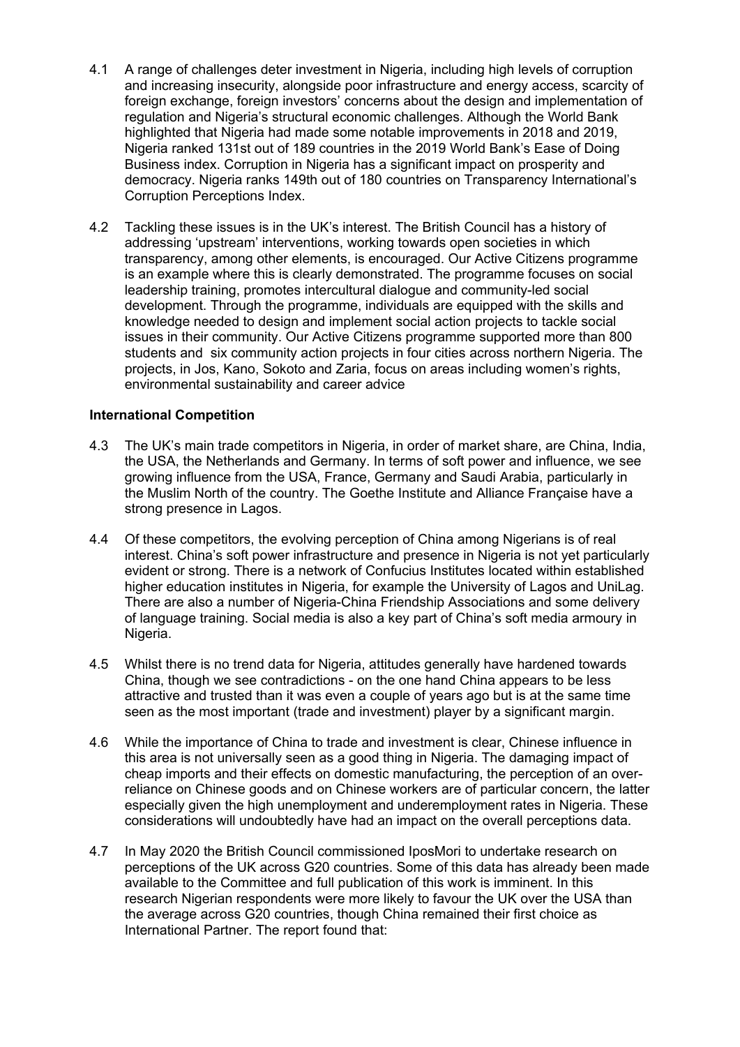4.1 A range of challenges deter investment in Nigeria, including high levels of corruption and increasing insecurity, alongside poor infrastructure and energy access, scarcity of foreign exchange, foreign investors' concerns about the design and implementation of regulation and Nigeria's structural economic challenges. Although the World Bank highlighted that Nigeria had made some notable improvements in 2018 and 2019, Nigeria ranked 131st out of 189 countries in the 2019 World Bank's Ease of Doing Business index. Corruption in Nigeria has a significant impact on prosperity and democracy. Nigeria ranks 149th out of 180 countries on Transparency International's Corruption Perceptions Index.

4.2 Tackling these issues is in the UK's interest. The British Council has a history of addressing 'upstream' interventions, working towards open societies in which transparency, among other elements, is encouraged. Our Active Citizens programme is an example where this is clearly demonstrated. The programme focuses on social leadership training, promotes intercultural dialogue and community-led social development. Through the programme, individuals are equipped with the skills and knowledge needed to design and implement social action projects to tackle social issues in their community. Our Active Citizens programme supported more than 800 students and six community action projects in four cities across northern Nigeria. The projects, in Jos, Kano, Sokoto and Zaria, focus on areas including women's rights, environmental sustainability and career advice

**International Competition**

4.3 The UK's main trade competitors in Nigeria, in order of market share, are China, India, the USA, the Netherlands and Germany. In terms of soft power and influence, we see growing influence from the USA, France, Germany and Saudi Arabia, particularly in the Muslim North of the country. The Goethe Institute and Alliance Française have a strong presence in Lagos.

4.4 Of these competitors, the evolving perception of China among Nigerians is of real interest. China's soft power infrastructure and presence in Nigeria is not yet particularly evident or strong. There is a network of Confucius Institutes located within established higher education institutes in Nigeria, for example the University of Lagos and UniLag. There are also a number of Nigeria-China Friendship Associations and some delivery of language training. Social media is also a key part of China's soft media armoury in Nigeria.

4.5 Whilst there is no trend data for Nigeria, attitudes generally have hardened towards China, though we see contradictions - on the one hand China appears to be less attractive and trusted than it was even a couple of years ago but is at the same time seen as the most important (trade and investment) player by a significant margin.

4.6 While the importance of China to trade and investment is clear, Chinese influence in this area is not universally seen as a good thing in Nigeria. The damaging impact of cheap imports and their effects on domestic manufacturing, the perception of an over-reliance on Chinese goods and on Chinese workers are of particular concern, the latter especially given the high unemployment and underemployment rates in Nigeria. These considerations will undoubtedly have had an impact on the overall perceptions data.

4.7 In May 2020 the British Council commissioned IposMori to undertake research on perceptions of the UK across G20 countries. Some of this data has already been made available to the Committee and full publication of this work is imminent. In this research Nigerian respondents were more likely to favour the UK over the USA than the average across G20 countries, though China remained their first choice as International Partner. The report found that: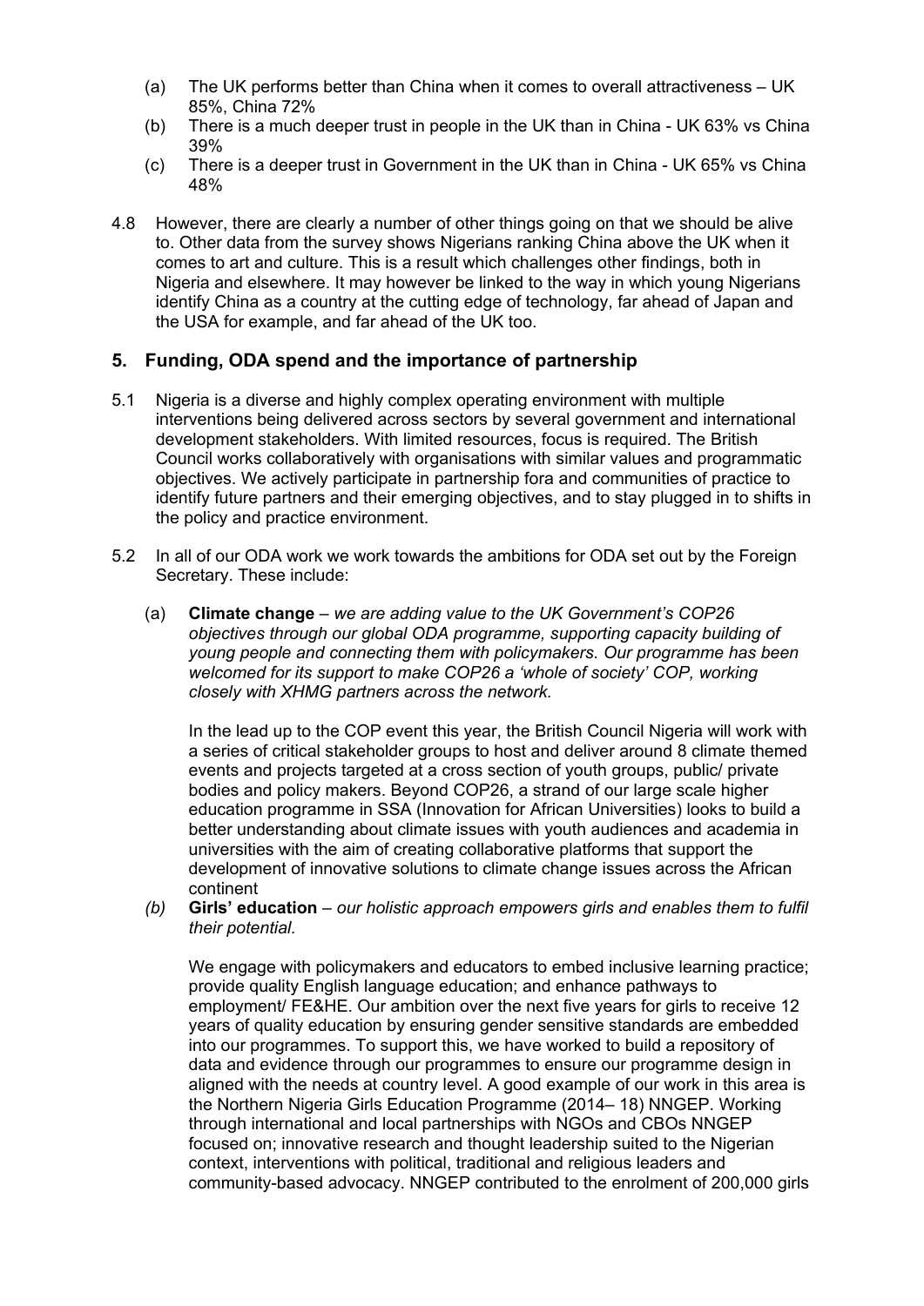(a) The UK performs better than China when it comes to overall attractiveness – UK 85%, China 72%

(b) There is a much deeper trust in people in the UK than in China - UK 63% vs China 39%

(c) There is a deeper trust in Government in the UK than in China - UK 65% vs China 48%

4.8 However, there are clearly a number of other things going on that we should be alive to. Other data from the survey shows Nigerians ranking China above the UK when it comes to art and culture. This is a result which challenges other findings, both in Nigeria and elsewhere. It may however be linked to the way in which young Nigerians identify China as a country at the cutting edge of technology, far ahead of Japan and the USA for example, and far ahead of the UK too.

## 5. Funding, ODA spend and the importance of partnership

5.1 Nigeria is a diverse and highly complex operating environment with multiple interventions being delivered across sectors by several government and international development stakeholders. With limited resources, focus is required. The British Council works collaboratively with organisations with similar values and programmatic objectives. We actively participate in partnership fora and communities of practice to identify future partners and their emerging objectives, and to stay plugged in to shifts in the policy and practice environment.

5.2 In all of our ODA work we work towards the ambitions for ODA set out by the Foreign Secretary. These include:

(a) **Climate change** – *we are adding value to the UK Government's COP26 objectives through our global ODA programme, supporting capacity building of young people and connecting them with policymakers. Our programme has been welcomed for its support to make COP26 a 'whole of society' COP, working closely with XHMG partners across the network.*

In the lead up to the COP event this year, the British Council Nigeria will work with a series of critical stakeholder groups to host and deliver around 8 climate themed events and projects targeted at a cross section of youth groups, public/ private bodies and policy makers. Beyond COP26, a strand of our large scale higher education programme in SSA (Innovation for African Universities) looks to build a better understanding about climate issues with youth audiences and academia in universities with the aim of creating collaborative platforms that support the development of innovative solutions to climate change issues across the African continent

*(b)* **Girls' education** – *our holistic approach empowers girls and enables them to fulfil their potential.*

We engage with policymakers and educators to embed inclusive learning practice; provide quality English language education; and enhance pathways to employment/ FE&HE. Our ambition over the next five years for girls to receive 12 years of quality education by ensuring gender sensitive standards are embedded into our programmes. To support this, we have worked to build a repository of data and evidence through our programmes to ensure our programme design in aligned with the needs at country level. A good example of our work in this area is the Northern Nigeria Girls Education Programme (2014– 18) NNGEP. Working through international and local partnerships with NGOs and CBOs NNGEP focused on; innovative research and thought leadership suited to the Nigerian context, interventions with political, traditional and religious leaders and community-based advocacy. NNGEP contributed to the enrolment of 200,000 girls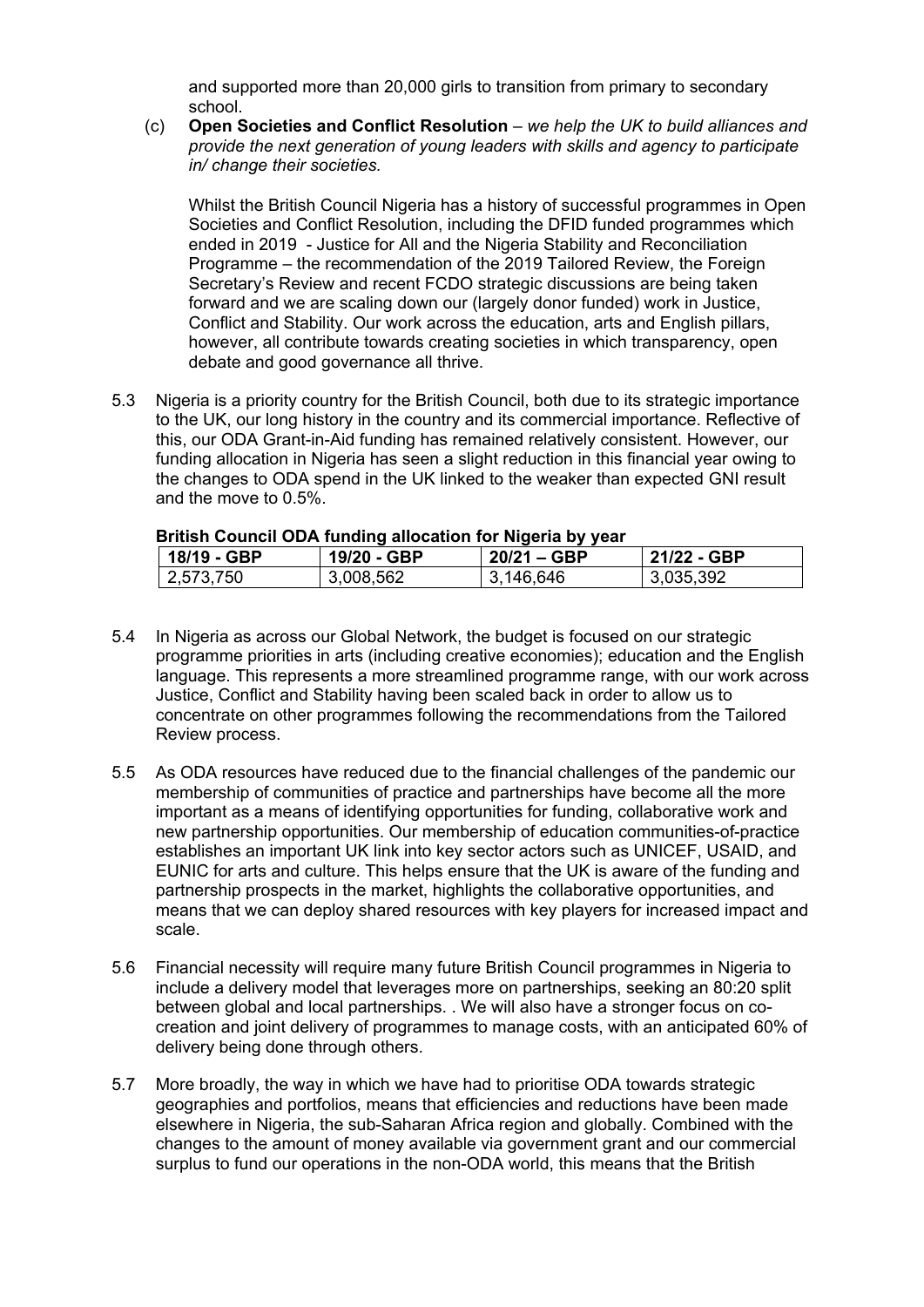and supported more than 20,000 girls to transition from primary to secondary school.

(c) **Open Societies and Conflict Resolution** – *we help the UK to build alliances and provide the next generation of young leaders with skills and agency to participate in/ change their societies.*

Whilst the British Council Nigeria has a history of successful programmes in Open Societies and Conflict Resolution, including the DFID funded programmes which ended in 2019 - Justice for All and the Nigeria Stability and Reconciliation Programme – the recommendation of the 2019 Tailored Review, the Foreign Secretary's Review and recent FCDO strategic discussions are being taken forward and we are scaling down our (largely donor funded) work in Justice, Conflict and Stability. Our work across the education, arts and English pillars, however, all contribute towards creating societies in which transparency, open debate and good governance all thrive.

5.3 Nigeria is a priority country for the British Council, both due to its strategic importance to the UK, our long history in the country and its commercial importance. Reflective of this, our ODA Grant-in-Aid funding has remained relatively consistent. However, our funding allocation in Nigeria has seen a slight reduction in this financial year owing to the changes to ODA spend in the UK linked to the weaker than expected GNI result and the move to 0.5%.

**British Council ODA funding allocation for Nigeria by year**

| 18/19 - GBP | 19/20 - GBP | 20/21 – GBP | 21/22 - GBP |
|---|---|---|---|
| 2,573,750 | 3,008,562 | 3,146,646 | 3,035,392 |

5.4 In Nigeria as across our Global Network, the budget is focused on our strategic programme priorities in arts (including creative economies); education and the English language. This represents a more streamlined programme range, with our work across Justice, Conflict and Stability having been scaled back in order to allow us to concentrate on other programmes following the recommendations from the Tailored Review process.

5.5 As ODA resources have reduced due to the financial challenges of the pandemic our membership of communities of practice and partnerships have become all the more important as a means of identifying opportunities for funding, collaborative work and new partnership opportunities. Our membership of education communities-of-practice establishes an important UK link into key sector actors such as UNICEF, USAID, and EUNIC for arts and culture. This helps ensure that the UK is aware of the funding and partnership prospects in the market, highlights the collaborative opportunities, and means that we can deploy shared resources with key players for increased impact and scale.

5.6 Financial necessity will require many future British Council programmes in Nigeria to include a delivery model that leverages more on partnerships, seeking an 80:20 split between global and local partnerships. . We will also have a stronger focus on co-creation and joint delivery of programmes to manage costs, with an anticipated 60% of delivery being done through others.

5.7 More broadly, the way in which we have had to prioritise ODA towards strategic geographies and portfolios, means that efficiencies and reductions have been made elsewhere in Nigeria, the sub-Saharan Africa region and globally. Combined with the changes to the amount of money available via government grant and our commercial surplus to fund our operations in the non-ODA world, this means that the British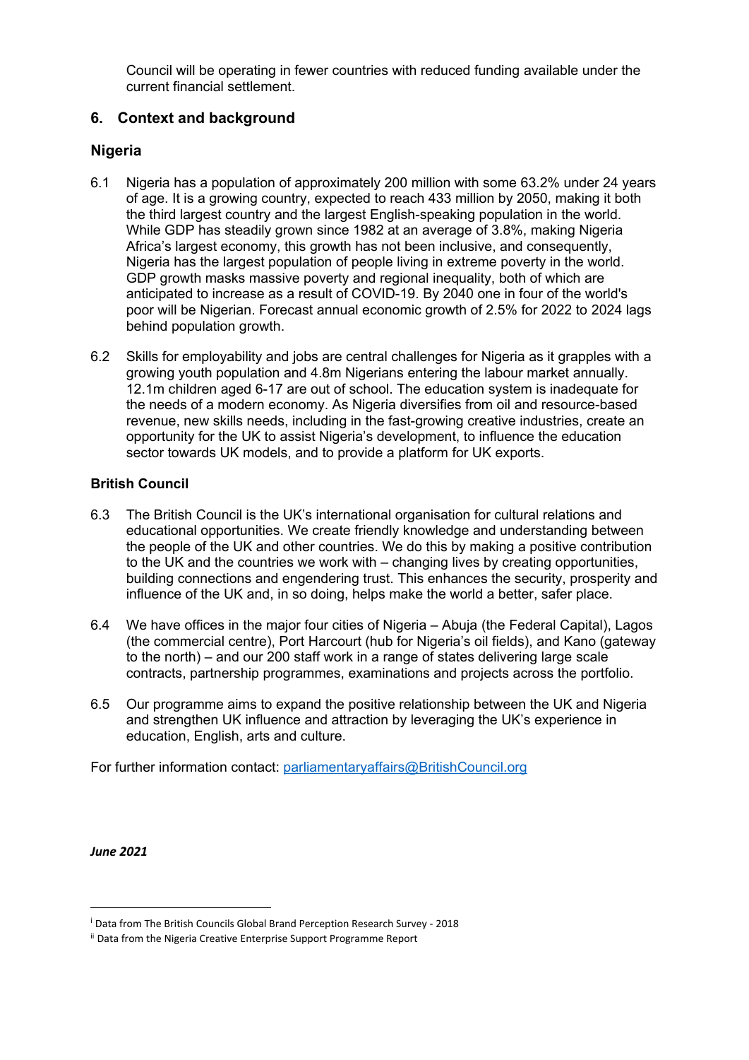Council will be operating in fewer countries with reduced funding available under the current financial settlement.

## 6. Context and background

### Nigeria

6.1 Nigeria has a population of approximately 200 million with some 63.2% under 24 years of age. It is a growing country, expected to reach 433 million by 2050, making it both the third largest country and the largest English-speaking population in the world. While GDP has steadily grown since 1982 at an average of 3.8%, making Nigeria Africa's largest economy, this growth has not been inclusive, and consequently, Nigeria has the largest population of people living in extreme poverty in the world. GDP growth masks massive poverty and regional inequality, both of which are anticipated to increase as a result of COVID-19. By 2040 one in four of the world's poor will be Nigerian. Forecast annual economic growth of 2.5% for 2022 to 2024 lags behind population growth.

6.2 Skills for employability and jobs are central challenges for Nigeria as it grapples with a growing youth population and 4.8m Nigerians entering the labour market annually. 12.1m children aged 6-17 are out of school. The education system is inadequate for the needs of a modern economy. As Nigeria diversifies from oil and resource-based revenue, new skills needs, including in the fast-growing creative industries, create an opportunity for the UK to assist Nigeria's development, to influence the education sector towards UK models, and to provide a platform for UK exports.

### British Council

6.3 The British Council is the UK's international organisation for cultural relations and educational opportunities. We create friendly knowledge and understanding between the people of the UK and other countries. We do this by making a positive contribution to the UK and the countries we work with – changing lives by creating opportunities, building connections and engendering trust. This enhances the security, prosperity and influence of the UK and, in so doing, helps make the world a better, safer place.

6.4 We have offices in the major four cities of Nigeria – Abuja (the Federal Capital), Lagos (the commercial centre), Port Harcourt (hub for Nigeria's oil fields), and Kano (gateway to the north) – and our 200 staff work in a range of states delivering large scale contracts, partnership programmes, examinations and projects across the portfolio.

6.5 Our programme aims to expand the positive relationship between the UK and Nigeria and strengthen UK influence and attraction by leveraging the UK's experience in education, English, arts and culture.

For further information contact: parliamentaryaffairs@BritishCouncil.org

***June 2021***

---

[i] Data from The British Councils Global Brand Perception Research Survey - 2018

[ii] Data from the Nigeria Creative Enterprise Support Programme Report